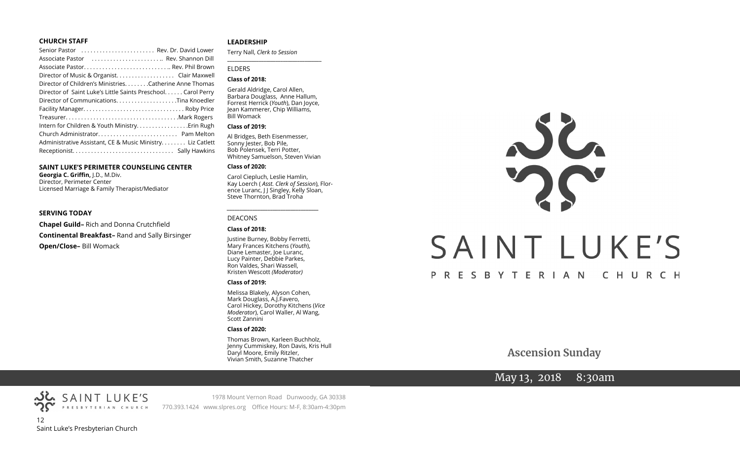## CHURCH STAFF

Senior Pastor . . . . . . . . . . . . . . . . . . . . . . . . Rev. Dr. David Lower
Associate Pastor . . . . . . . . . . . . . . . . . . . . . . .. Rev. Shannon Dill
Associate Pastor. . . . . . . . . . . . . . . . . . . . . . . . . . . .. Rev. Phil Brown
Director of Music & Organist. . . . . . . . . . . . . . . . . . . Clair Maxwell
Director of Children's Ministries. . . . . . . .Catherine Anne Thomas
Director of Saint Luke's Little Saints Preschool. . . . . . Carol Perry
Director of Communications. . . . . . . . . . . . . . . . . . . .Tina Knoedler
Facility Manager. . . . . . . . . . . . . . . . . . . . . . . . . . . . . . . . . Roby Price
Treasurer. . . . . . . . . . . . . . . . . . . . . . . . . . . . . . . . . . . . .Mark Rogers
Intern for Children & Youth Ministry. . . . . . . . . . . . . . . . .Erin Rugh
Church Administrator. . . . . . . . . . . . . . . . . . . . . . . . . . Pam Melton
Administrative Assistant, CE & Music Ministry. . . . . . . . Liz Catlett
Receptionist. . . . . . . . . . . . . . . . . . . . . . . . . . . . . . . . . Sally Hawkins

## SAINT LUKE'S PERIMETER COUNSELING CENTER

**Georgia C. Griffin,** J.D., M.Div.
Director, Perimeter Center
Licensed Marriage & Family Therapist/Mediator

## SERVING TODAY

**Chapel Guild–** Rich and Donna Crutchfield

**Continental Breakfast–** Rand and Sally Birsinger

**Open/Close–** Bill Womack

## LEADERSHIP

Terry Nall, *Clerk to Session*

ELDERS

**Class of 2018:**

Gerald Aldridge, Carol Allen, Barbara Douglass, Anne Hallum, Forrest Herrick (*Youth*), Dan Joyce, Jean Kammerer, Chip Williams, Bill Womack

**Class of 2019:**

Al Bridges, Beth Eisenmesser, Sonny Jester, Bob Pile, Bob Polensek, Terri Potter, Whitney Samuelson, Steven Vivian

**Class of 2020:**

Carol Ciepluch, Leslie Hamlin, Kay Loerch ( *Asst. Clerk of Session*), Florence Luranc, J J Singley, Kelly Sloan, Steve Thornton, Brad Troha

DEACONS

**Class of 2018:**

Justine Burney, Bobby Ferretti, Mary Frances Kitchens (*Youth*), Diane Lemaster, Joe Luranc, Lucy Painter, Debbie Parkes, Ron Valdes, Shari Wassell, Kristen Wescott *(Moderator)*

**Class of 2019:**

Melissa Blakely, Alyson Cohen, Mark Douglass, A.J.Favero, Carol Hickey, Dorothy Kitchens (*Vice Moderator*), Carol Waller, Al Wang, Scott Zannini

**Class of 2020:**

Thomas Brown, Karleen Buchholz, Jenny Cummiskey, Ron Davis, Kris Hull Daryl Moore, Emily Ritzler, Vivian Smith, Suzanne Thatcher

SAINT LUKE'S PRESBYTERIAN CHURCH

1978 Mount Vernon Road Dunwoody, GA 30338
770.393.1424 www.slpres.org Office Hours: M-F, 8:30am-4:30pm

# SAINT LUKE'S

PRESBYTERIAN CHURCH

## Ascension Sunday

May 13, 2018 8:30am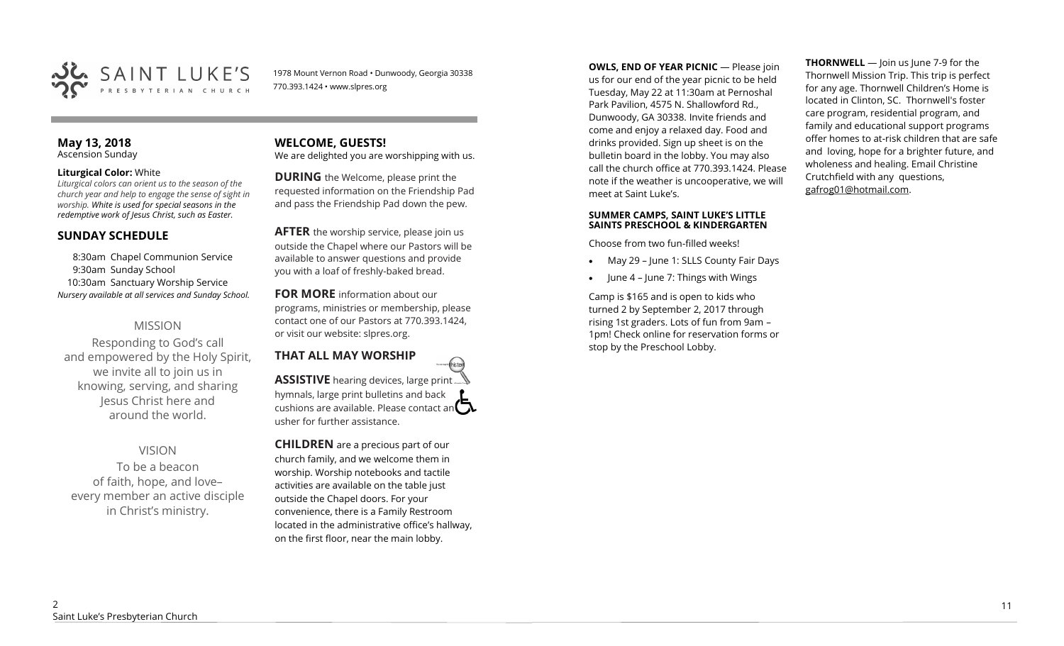SAINT LUKE'S
PRESBYTERIAN CHURCH

1978 Mount Vernon Road • Dunwoody, Georgia 30338
770.393.1424 • www.slpres.org

**May 13, 2018**
Ascension Sunday

**Liturgical Color:** White
*Liturgical colors can orient us to the season of the church year and help to engage the sense of sight in worship. White is used for special seasons in the redemptive work of Jesus Christ, such as Easter.*

## SUNDAY SCHEDULE

8:30am Chapel Communion Service
9:30am Sunday School
10:30am Sanctuary Worship Service
*Nursery available at all services and Sunday School.*

### MISSION

Responding to God's call and empowered by the Holy Spirit, we invite all to join us in knowing, serving, and sharing Jesus Christ here and around the world.

### VISION

To be a beacon of faith, hope, and love– every member an active disciple in Christ's ministry.

## WELCOME, GUESTS!

We are delighted you are worshipping with us.

**DURING** the Welcome, please print the requested information on the Friendship Pad and pass the Friendship Pad down the pew.

**AFTER** the worship service, please join us outside the Chapel where our Pastors will be available to answer questions and provide you with a loaf of freshly-baked bread.

**FOR MORE** information about our programs, ministries or membership, please contact one of our Pastors at 770.393.1424, or visit our website: slpres.org.

## THAT ALL MAY WORSHIP

**ASSISTIVE** hearing devices, large print hymnals, large print bulletins and back cushions are available. Please contact an usher for further assistance.

**CHILDREN** are a precious part of our church family, and we welcome them in worship. Worship notebooks and tactile activities are available on the table just outside the Chapel doors. For your convenience, there is a Family Restroom located in the administrative office's hallway, on the first floor, near the main lobby.

**OWLS, END OF YEAR PICNIC** — Please join us for our end of the year picnic to be held Tuesday, May 22 at 11:30am at Pernoshal Park Pavilion, 4575 N. Shallowford Rd., Dunwoody, GA 30338. Invite friends and come and enjoy a relaxed day. Food and drinks provided. Sign up sheet is on the bulletin board in the lobby. You may also call the church office at 770.393.1424. Please note if the weather is uncooperative, we will meet at Saint Luke's.

**SUMMER CAMPS, SAINT LUKE'S LITTLE SAINTS PRESCHOOL & KINDERGARTEN**

Choose from two fun-filled weeks!

- May 29 – June 1: SLLS County Fair Days
- June 4 – June 7: Things with Wings

Camp is $165 and is open to kids who turned 2 by September 2, 2017 through rising 1st graders. Lots of fun from 9am – 1pm! Check online for reservation forms or stop by the Preschool Lobby.

**THORNWELL** — Join us June 7-9 for the Thornwell Mission Trip. This trip is perfect for any age. Thornwell Children's Home is located in Clinton, SC. Thornwell's foster care program, residential program, and family and educational support programs offer homes to at-risk children that are safe and loving, hope for a brighter future, and wholeness and healing. Email Christine Crutchfield with any questions, gafrog01@hotmail.com.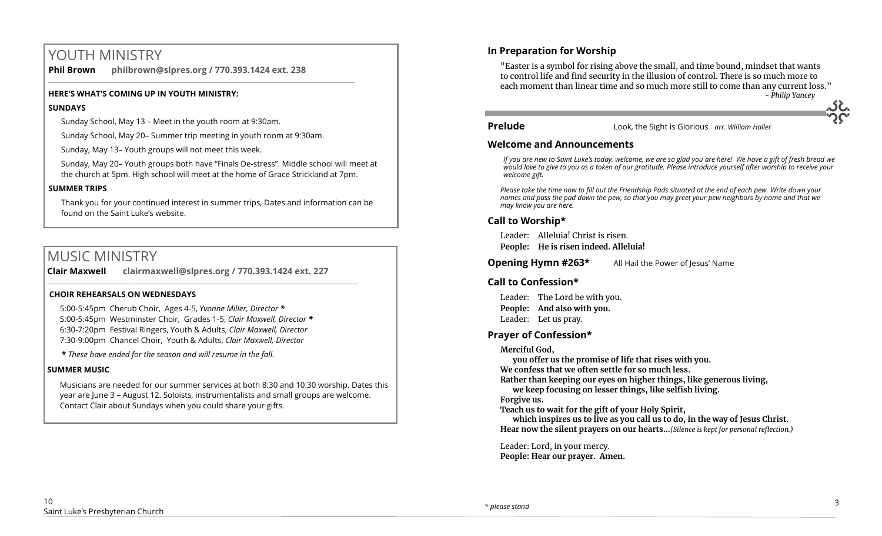# YOUTH MINISTRY

**Phil Brown philbrown@slpres.org / 770.393.1424 ext. 238**

**HERE'S WHAT'S COMING UP IN YOUTH MINISTRY:**

**SUNDAYS**

Sunday School, May 13 – Meet in the youth room at 9:30am.

Sunday School, May 20– Summer trip meeting in youth room at 9:30am.

Sunday, May 13– Youth groups will not meet this week.

Sunday, May 20– Youth groups both have "Finals De-stress". Middle school will meet at the church at 5pm. High school will meet at the home of Grace Strickland at 7pm.

**SUMMER TRIPS**

Thank you for your continued interest in summer trips, Dates and information can be found on the Saint Luke's website.

# MUSIC MINISTRY

**Clair Maxwell clairmaxwell@slpres.org / 770.393.1424 ext. 227**

**CHOIR REHEARSALS ON WEDNESDAYS**

5:00-5:45pm Cherub Choir, Ages 4-5, *Yvonne Miller, Director* **\***
5:00-5:45pm Westminster Choir, Grades 1-5, *Clair Maxwell, Director* **\***
6:30-7:20pm Festival Ringers, Youth & Adults, *Clair Maxwell, Director*
7:30-9:00pm Chancel Choir, Youth & Adults, *Clair Maxwell, Director*

***** *These have ended for the season and will resume in the fall.*

**SUMMER MUSIC**

Musicians are needed for our summer services at both 8:30 and 10:30 worship. Dates this year are June 3 – August 12. Soloists, instrumentalists and small groups are welcome. Contact Clair about Sundays when you could share your gifts.

## In Preparation for Worship

"Easter is a symbol for rising above the small, and time bound, mindset that wants to control life and find security in the illusion of control. There is so much more to each moment than linear time and so much more still to come than any current loss."
*- Philip Yancey*

**Prelude** Look, the Sight is Glorious *arr. William Haller*

## Welcome and Announcements

*If you are new to Saint Luke's today, welcome, we are so glad you are here! We have a gift of fresh bread we would love to give to you as a token of our gratitude. Please introduce yourself after worship to receive your welcome gift.*

*Please take the time now to fill out the Friendship Pads situated at the end of each pew. Write down your names and pass the pad down the pew, so that you may greet your pew neighbors by name and that we may know you are here.*

## Call to Worship*

Leader: Alleluia! Christ is risen.
**People: He is risen indeed. Alleluia!**

**Opening Hymn #263*** All Hail the Power of Jesus' Name

## Call to Confession*

Leader: The Lord be with you.
**People: And also with you.**
Leader: Let us pray.

## Prayer of Confession*

**Merciful God,**
**you offer us the promise of life that rises with you.**
**We confess that we often settle for so much less.**
**Rather than keeping our eyes on higher things, like generous living,**
**we keep focusing on lesser things, like selfish living.**
**Forgive us.**
**Teach us to wait for the gift of your Holy Spirit,**
**which inspires us to live as you call us to do, in the way of Jesus Christ.**
**Hear now the silent prayers on our hearts...***(Silence is kept for personal reflection.)*

Leader: Lord, in your mercy.
**People: Hear our prayer. Amen.**

*\* please stand*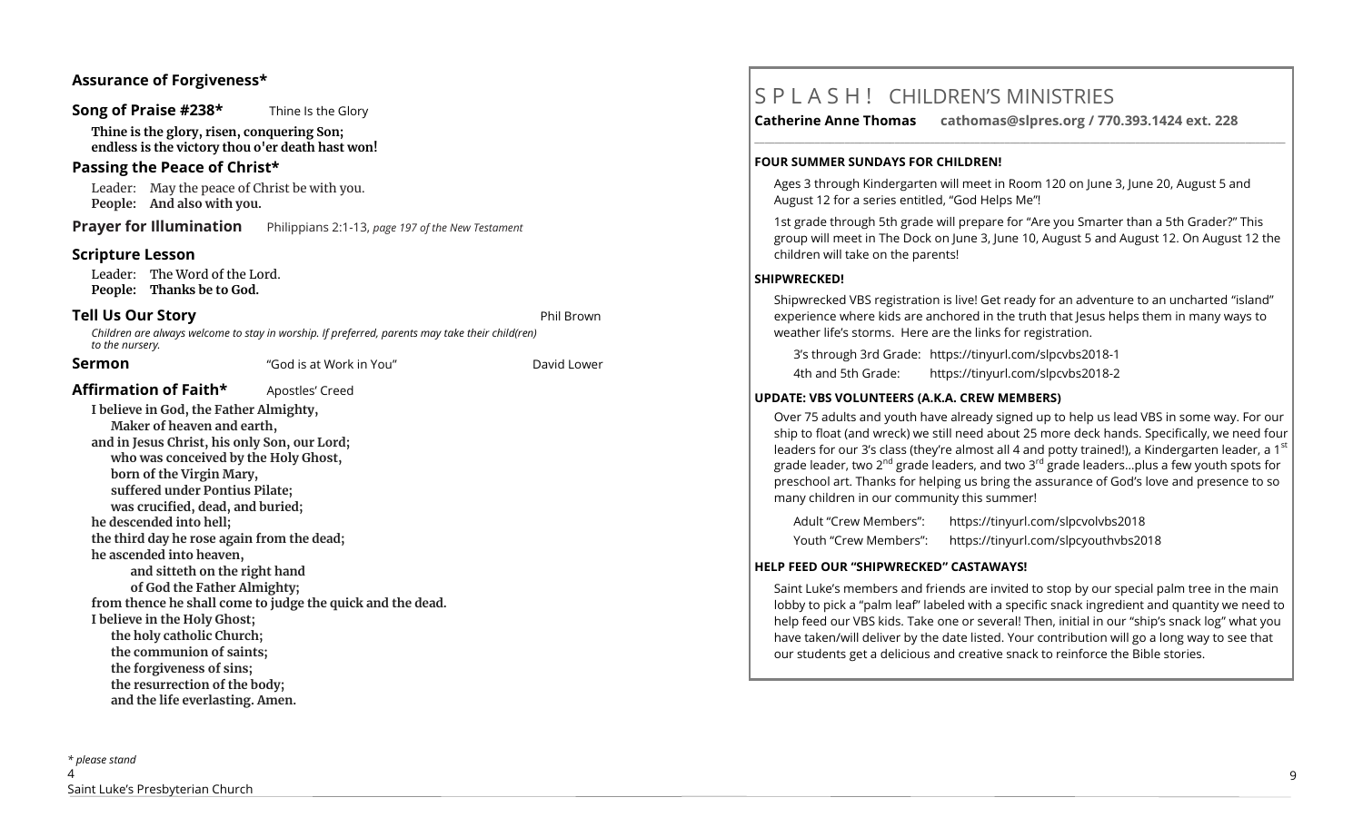### Assurance of Forgiveness*

### Song of Praise #238* Thine Is the Glory

**Thine is the glory, risen, conquering Son;**
**endless is the victory thou o'er death hast won!**

### Passing the Peace of Christ*

Leader: May the peace of Christ be with you.
**People: And also with you.**

### Prayer for Illumination

Philippians 2:1-13, *page 197 of the New Testament*

### Scripture Lesson

Leader: The Word of the Lord.
**People: Thanks be to God.**

### Tell Us Our Story — Phil Brown

*Children are always welcome to stay in worship. If preferred, parents may take their child(ren) to the nursery.*

### Sermon — "God is at Work in You" — David Lower

### Affirmation of Faith* Apostles' Creed

**I believe in God, the Father Almighty,**
**Maker of heaven and earth,**
**and in Jesus Christ, his only Son, our Lord;**
**who was conceived by the Holy Ghost,**
**born of the Virgin Mary,**
**suffered under Pontius Pilate;**
**was crucified, dead, and buried;**
**he descended into hell;**
**the third day he rose again from the dead;**
**he ascended into heaven,**
**and sitteth on the right hand**
**of God the Father Almighty;**
**from thence he shall come to judge the quick and the dead.**
**I believe in the Holy Ghost;**
**the holy catholic Church;**
**the communion of saints;**
**the forgiveness of sins;**
**the resurrection of the body;**
**and the life everlasting. Amen.**

*\* please stand*

# S P L A S H ! CHILDREN'S MINISTRIES

**Catherine Anne Thomas cathomas@slpres.org / 770.393.1424 ext. 228**

**FOUR SUMMER SUNDAYS FOR CHILDREN!**

Ages 3 through Kindergarten will meet in Room 120 on June 3, June 20, August 5 and August 12 for a series entitled, "God Helps Me"!

1st grade through 5th grade will prepare for "Are you Smarter than a 5th Grader?" This group will meet in The Dock on June 3, June 10, August 5 and August 12. On August 12 the children will take on the parents!

**SHIPWRECKED!**

Shipwrecked VBS registration is live! Get ready for an adventure to an uncharted "island" experience where kids are anchored in the truth that Jesus helps them in many ways to weather life's storms. Here are the links for registration.

3's through 3rd Grade: https://tinyurl.com/slpcvbs2018-1
4th and 5th Grade: https://tinyurl.com/slpcvbs2018-2

**UPDATE: VBS VOLUNTEERS (A.K.A. CREW MEMBERS)**

Over 75 adults and youth have already signed up to help us lead VBS in some way. For our ship to float (and wreck) we still need about 25 more deck hands. Specifically, we need four leaders for our 3's class (they're almost all 4 and potty trained!), a Kindergarten leader, a 1st grade leader, two 2nd grade leaders, and two 3rd grade leaders…plus a few youth spots for preschool art. Thanks for helping us bring the assurance of God's love and presence to so many children in our community this summer!

Adult "Crew Members": https://tinyurl.com/slpcvolvbs2018
Youth "Crew Members": https://tinyurl.com/slpcyouthvbs2018

**HELP FEED OUR "SHIPWRECKED" CASTAWAYS!**

Saint Luke's members and friends are invited to stop by our special palm tree in the main lobby to pick a "palm leaf" labeled with a specific snack ingredient and quantity we need to help feed our VBS kids. Take one or several! Then, initial in our "ship's snack log" what you have taken/will deliver by the date listed. Your contribution will go a long way to see that our students get a delicious and creative snack to reinforce the Bible stories.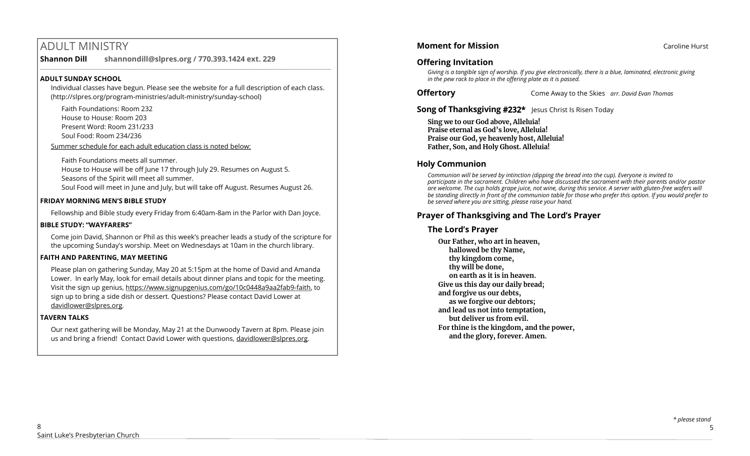## ADULT MINISTRY

**Shannon Dill** **shannondill@slpres.org / 770.393.1424 ext. 229**

**ADULT SUNDAY SCHOOL**

Individual classes have begun. Please see the website for a full description of each class. (http://slpres.org/program-ministries/adult-ministry/sunday-school)

Faith Foundations: Room 232
House to House: Room 203
Present Word: Room 231/233
Soul Food: Room 234/236

Summer schedule for each adult education class is noted below:

Faith Foundations meets all summer.
House to House will be off June 17 through July 29. Resumes on August 5.
Seasons of the Spirit will meet all summer.
Soul Food will meet in June and July, but will take off August. Resumes August 26.

**FRIDAY MORNING MEN'S BIBLE STUDY**

Fellowship and Bible study every Friday from 6:40am-8am in the Parlor with Dan Joyce.

**BIBLE STUDY: "WAYFARERS"**

Come join David, Shannon or Phil as this week's preacher leads a study of the scripture for the upcoming Sunday's worship. Meet on Wednesdays at 10am in the church library.

**FAITH AND PARENTING, MAY MEETING**

Please plan on gathering Sunday, May 20 at 5:15pm at the home of David and Amanda Lower. In early May, look for email details about dinner plans and topic for the meeting. Visit the sign up genius, https://www.signupgenius.com/go/10c0448a9aa2fab9-faith, to sign up to bring a side dish or dessert. Questions? Please contact David Lower at davidlower@slpres.org.

**TAVERN TALKS**

Our next gathering will be Monday, May 21 at the Dunwoody Tavern at 8pm. Please join us and bring a friend! Contact David Lower with questions, davidlower@slpres.org.

### Moment for Mission

Caroline Hurst

### Offering Invitation

*Giving is a tangible sign of worship. If you give electronically, there is a blue, laminated, electronic giving in the pew rack to place in the offering plate as it is passed.*

### Offertory

Come Away to the Skies *arr. David Evan Thomas*

### Song of Thanksgiving #232*

Jesus Christ Is Risen Today

**Sing we to our God above, Alleluia!**
**Praise eternal as God's love, Alleluia!**
**Praise our God, ye heavenly host, Alleluia!**
**Father, Son, and Holy Ghost. Alleluia!**

### Holy Communion

*Communion will be served by intinction (dipping the bread into the cup). Everyone is invited to participate in the sacrament. Children who have discussed the sacrament with their parents and/or pastor are welcome. The cup holds grape juice, not wine, during this service. A server with gluten-free wafers will be standing directly in front of the communion table for those who prefer this option. If you would prefer to be served where you are sitting, please raise your hand.*

### Prayer of Thanksgiving and The Lord's Prayer

#### The Lord's Prayer

**Our Father, who art in heaven,**
**hallowed be thy Name,**
**thy kingdom come,**
**thy will be done,**
**on earth as it is in heaven.**
**Give us this day our daily bread;**
**and forgive us our debts,**
**as we forgive our debtors;**
**and lead us not into temptation,**
**but deliver us from evil.**
**For thine is the kingdom, and the power,**
**and the glory, forever. Amen.**

*\* please stand*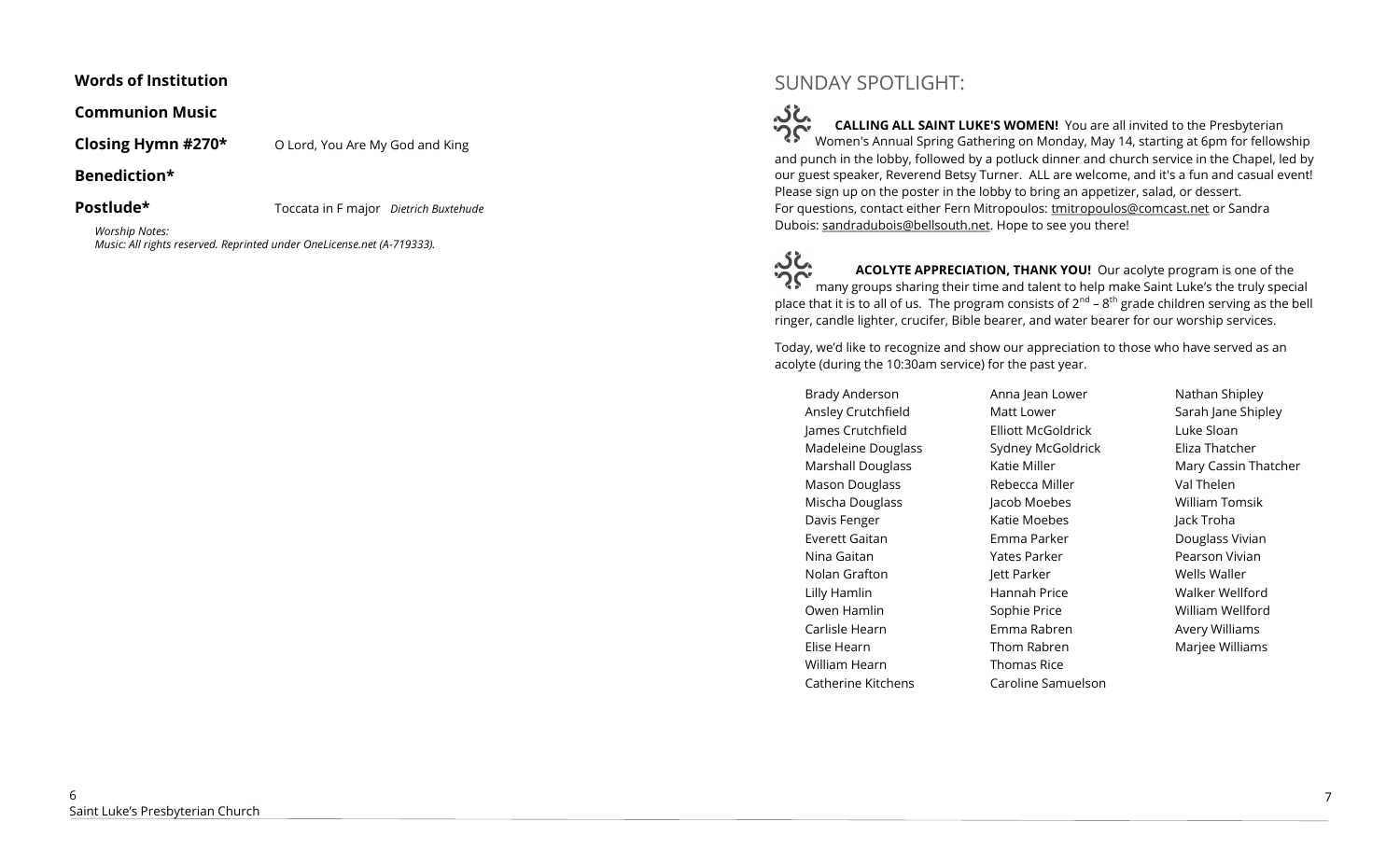**Words of Institution**

**Communion Music**

**Closing Hymn #270*** O Lord, You Are My God and King

**Benediction***

**Postlude*** Toccata in F major *Dietrich Buxtehude*

*Worship Notes:*
*Music: All rights reserved. Reprinted under OneLicense.net (A-719333).*

## SUNDAY SPOTLIGHT:

**CALLING ALL SAINT LUKE'S WOMEN!** You are all invited to the Presbyterian Women's Annual Spring Gathering on Monday, May 14, starting at 6pm for fellowship and punch in the lobby, followed by a potluck dinner and church service in the Chapel, led by our guest speaker, Reverend Betsy Turner. ALL are welcome, and it's a fun and casual event! Please sign up on the poster in the lobby to bring an appetizer, salad, or dessert. For questions, contact either Fern Mitropoulos: tmitropoulos@comcast.net or Sandra Dubois: sandradubois@bellsouth.net. Hope to see you there!

**ACOLYTE APPRECIATION, THANK YOU!** Our acolyte program is one of the many groups sharing their time and talent to help make Saint Luke's the truly special place that it is to all of us. The program consists of 2nd – 8th grade children serving as the bell ringer, candle lighter, crucifer, Bible bearer, and water bearer for our worship services.

Today, we'd like to recognize and show our appreciation to those who have served as an acolyte (during the 10:30am service) for the past year.

Brady Anderson
Ansley Crutchfield
James Crutchfield
Madeleine Douglass
Marshall Douglass
Mason Douglass
Mischa Douglass
Davis Fenger
Everett Gaitan
Nina Gaitan
Nolan Grafton
Lilly Hamlin
Owen Hamlin
Carlisle Hearn
Elise Hearn
William Hearn
Catherine Kitchens
Anna Jean Lower
Matt Lower
Elliott McGoldrick
Sydney McGoldrick
Katie Miller
Rebecca Miller
Jacob Moebes
Katie Moebes
Emma Parker
Yates Parker
Jett Parker
Hannah Price
Sophie Price
Emma Rabren
Thom Rabren
Thomas Rice
Caroline Samuelson
Nathan Shipley
Sarah Jane Shipley
Luke Sloan
Eliza Thatcher
Mary Cassin Thatcher
Val Thelen
William Tomsik
Jack Troha
Douglass Vivian
Pearson Vivian
Wells Waller
Walker Wellford
William Wellford
Avery Williams
Marjee Williams